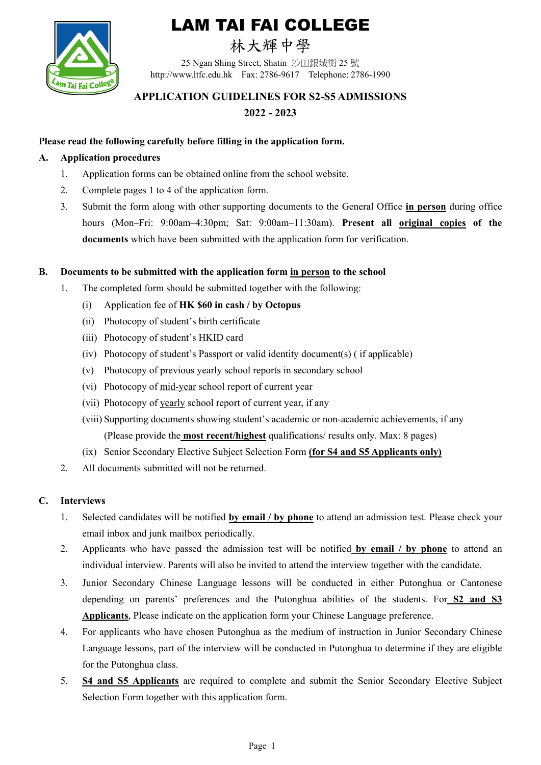# LAM TAI FAI COLLEGE

# 林大輝中學

25 Ngan Shing Street, Shatin 沙田銀城街 25 號

http://www.ltfc.edu.hk Fax: 2786-9617 Telephone: 2786-1990

## APPLICATION GUIDELINES FOR S2-S5 ADMISSIONS

## 2022 - 2023

**Please read the following carefully before filling in the application form.**

**A. Application procedures**

1. Application forms can be obtained online from the school website.
2. Complete pages 1 to 4 of the application form.
3. Submit the form along with other supporting documents to the General Office **in person** during office hours (Mon–Fri: 9:00am–4:30pm; Sat: 9:00am–11:30am). **Present all original copies of the documents** which have been submitted with the application form for verification.

**B. Documents to be submitted with the application form in person to the school**

1. The completed form should be submitted together with the following:
   - (i) Application fee of **HK $60 in cash / by Octopus**
   - (ii) Photocopy of student's birth certificate
   - (iii) Photocopy of student's HKID card
   - (iv) Photocopy of student's Passport or valid identity document(s) ( if applicable)
   - (v) Photocopy of previous yearly school reports in secondary school
   - (vi) Photocopy of mid-year school report of current year
   - (vii) Photocopy of yearly school report of current year, if any
   - (viii) Supporting documents showing student's academic or non-academic achievements, if any (Please provide the **most recent/highest** qualifications/ results only. Max: 8 pages)
   - (ix) Senior Secondary Elective Subject Selection Form **(for S4 and S5 Applicants only)**
2. All documents submitted will not be returned.

**C. Interviews**

1. Selected candidates will be notified **by email / by phone** to attend an admission test. Please check your email inbox and junk mailbox periodically.
2. Applicants who have passed the admission test will be notified **by email / by phone** to attend an individual interview. Parents will also be invited to attend the interview together with the candidate.
3. Junior Secondary Chinese Language lessons will be conducted in either Putonghua or Cantonese depending on parents' preferences and the Putonghua abilities of the students. For **S2 and S3 Applicants**, Please indicate on the application form your Chinese Language preference.
4. For applicants who have chosen Putonghua as the medium of instruction in Junior Secondary Chinese Language lessons, part of the interview will be conducted in Putonghua to determine if they are eligible for the Putonghua class.
5. **S4 and S5 Applicants** are required to complete and submit the Senior Secondary Elective Subject Selection Form together with this application form.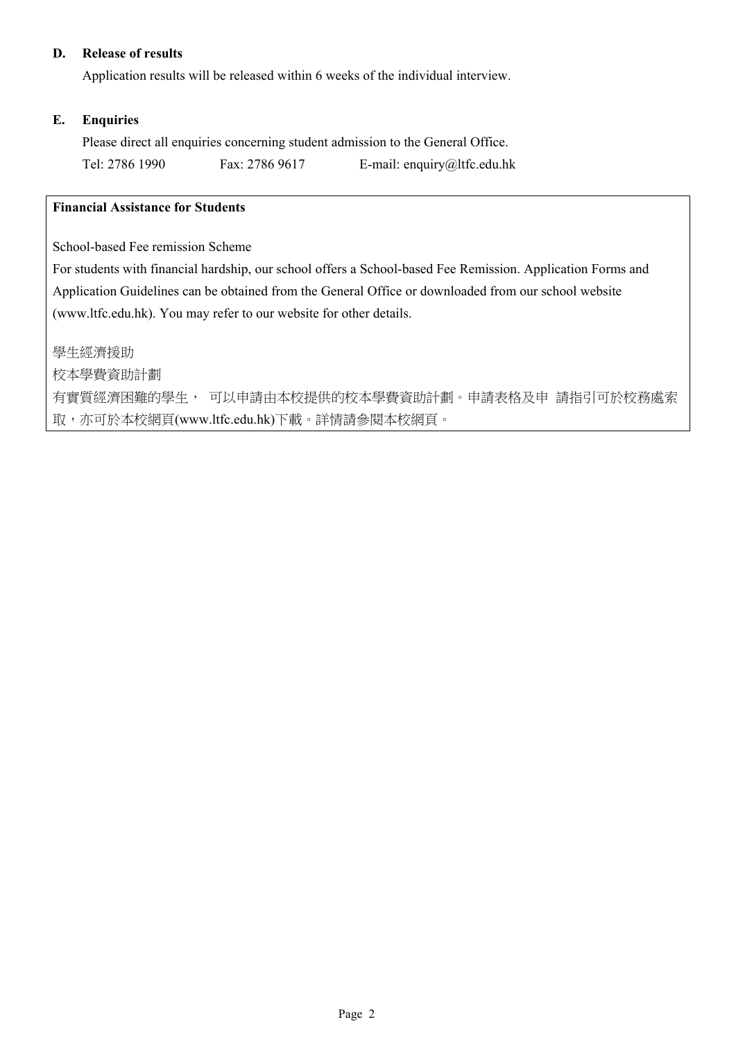**D. Release of results**

Application results will be released within 6 weeks of the individual interview.

**E. Enquiries**

Please direct all enquiries concerning student admission to the General Office.

Tel: 2786 1990  Fax: 2786 9617  E-mail: enquiry@ltfc.edu.hk

---

**Financial Assistance for Students**

School-based Fee remission Scheme

For students with financial hardship, our school offers a School-based Fee Remission. Application Forms and Application Guidelines can be obtained from the General Office or downloaded from our school website (www.ltfc.edu.hk). You may refer to our website for other details.

學生經濟援助

校本學費資助計劃

有實質經濟困難的學生， 可以申請由本校提供的校本學費資助計劃。申請表格及申 請指引可於校務處索取，亦可於本校網頁(www.ltfc.edu.hk)下載。詳情請參閱本校網頁。